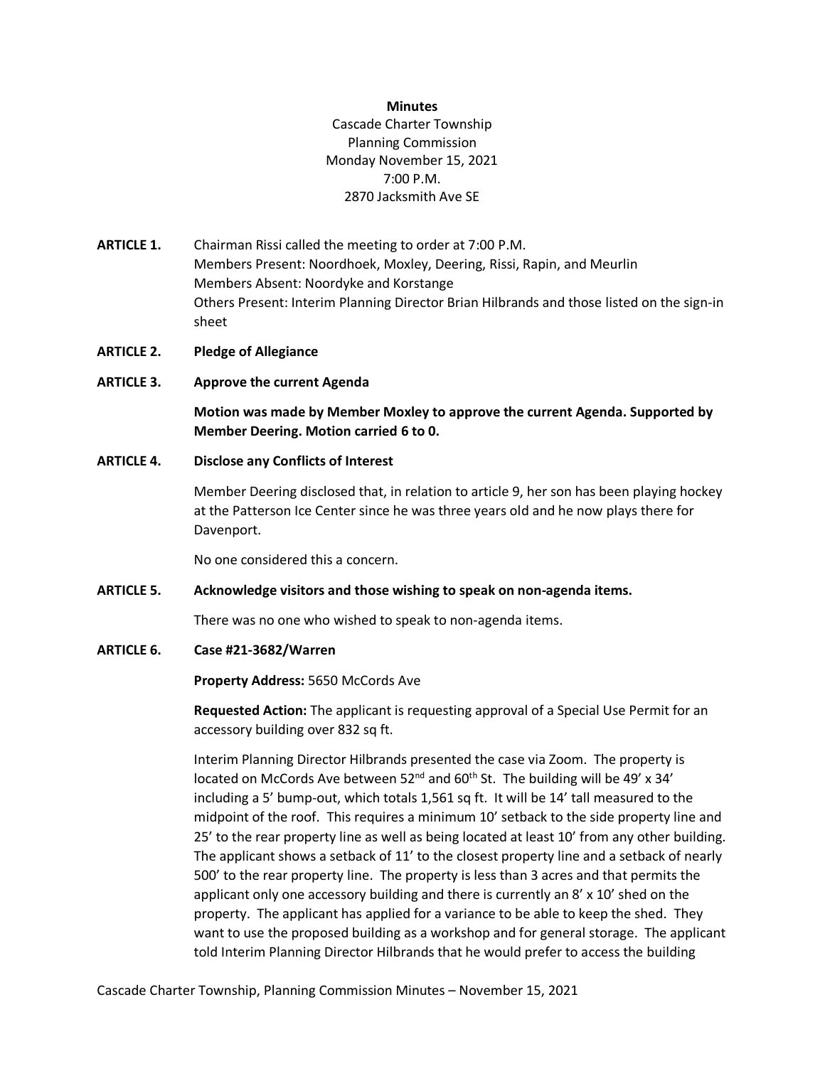**Minutes**

Cascade Charter Township
Planning Commission
Monday November 15, 2021
7:00 P.M.
2870 Jacksmith Ave SE

**ARTICLE 1.** Chairman Rissi called the meeting to order at 7:00 P.M.
Members Present: Noordhoek, Moxley, Deering, Rissi, Rapin, and Meurlin
Members Absent: Noordyke and Korstange
Others Present: Interim Planning Director Brian Hilbrands and those listed on the sign-in sheet

**ARTICLE 2. Pledge of Allegiance**

**ARTICLE 3. Approve the current Agenda**

**Motion was made by Member Moxley to approve the current Agenda. Supported by Member Deering. Motion carried 6 to 0.**

**ARTICLE 4. Disclose any Conflicts of Interest**

Member Deering disclosed that, in relation to article 9, her son has been playing hockey at the Patterson Ice Center since he was three years old and he now plays there for Davenport.

No one considered this a concern.

**ARTICLE 5. Acknowledge visitors and those wishing to speak on non-agenda items.**

There was no one who wished to speak to non-agenda items.

**ARTICLE 6. Case #21-3682/Warren**

**Property Address:** 5650 McCords Ave

**Requested Action:** The applicant is requesting approval of a Special Use Permit for an accessory building over 832 sq ft.

Interim Planning Director Hilbrands presented the case via Zoom. The property is located on McCords Ave between 52nd and 60th St. The building will be 49' x 34' including a 5' bump-out, which totals 1,561 sq ft. It will be 14' tall measured to the midpoint of the roof. This requires a minimum 10' setback to the side property line and 25' to the rear property line as well as being located at least 10' from any other building. The applicant shows a setback of 11' to the closest property line and a setback of nearly 500' to the rear property line. The property is less than 3 acres and that permits the applicant only one accessory building and there is currently an 8' x 10' shed on the property. The applicant has applied for a variance to be able to keep the shed. They want to use the proposed building as a workshop and for general storage. The applicant told Interim Planning Director Hilbrands that he would prefer to access the building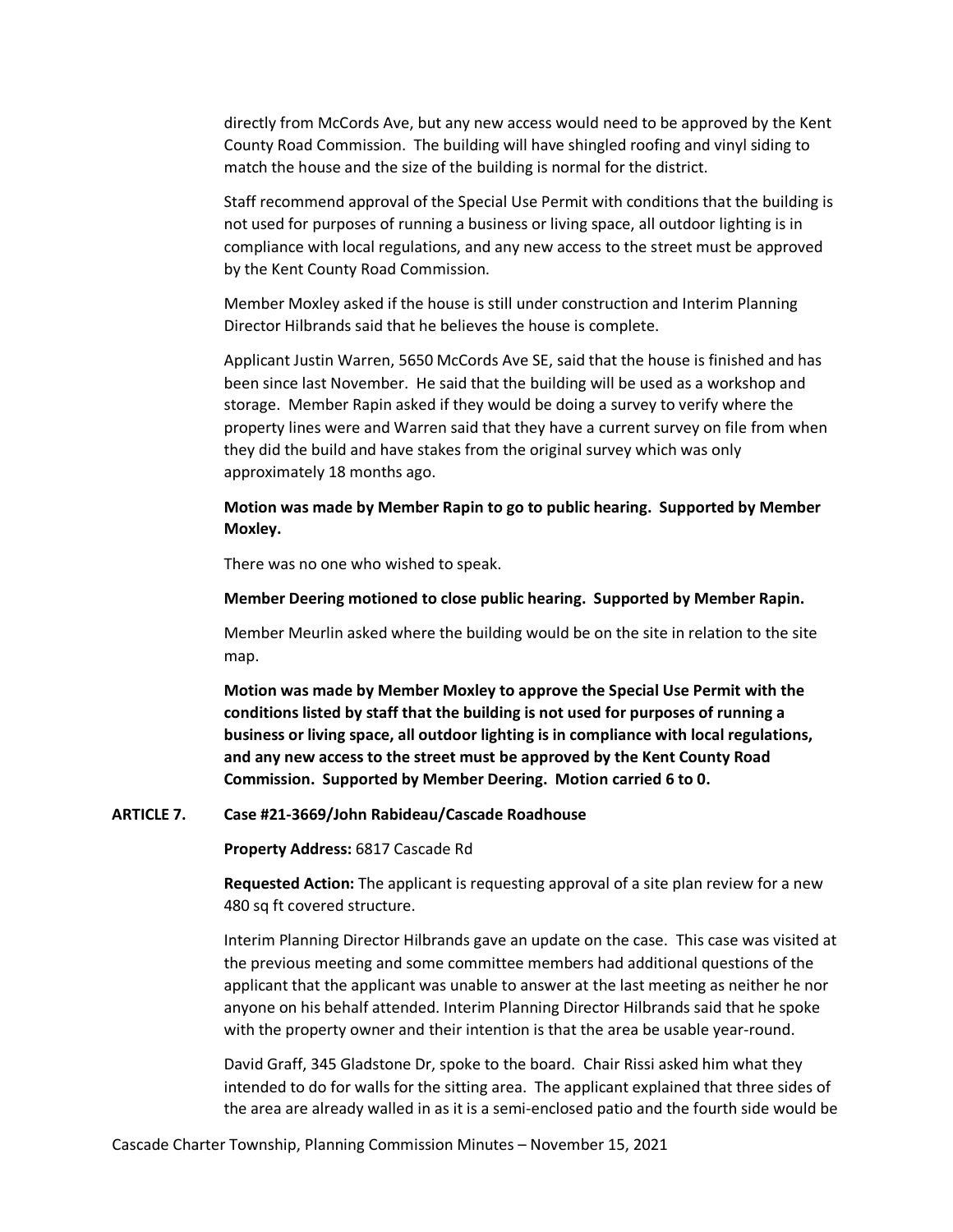directly from McCords Ave, but any new access would need to be approved by the Kent County Road Commission. The building will have shingled roofing and vinyl siding to match the house and the size of the building is normal for the district.

Staff recommend approval of the Special Use Permit with conditions that the building is not used for purposes of running a business or living space, all outdoor lighting is in compliance with local regulations, and any new access to the street must be approved by the Kent County Road Commission.

Member Moxley asked if the house is still under construction and Interim Planning Director Hilbrands said that he believes the house is complete.

Applicant Justin Warren, 5650 McCords Ave SE, said that the house is finished and has been since last November. He said that the building will be used as a workshop and storage. Member Rapin asked if they would be doing a survey to verify where the property lines were and Warren said that they have a current survey on file from when they did the build and have stakes from the original survey which was only approximately 18 months ago.

**Motion was made by Member Rapin to go to public hearing. Supported by Member Moxley.**

There was no one who wished to speak.

**Member Deering motioned to close public hearing. Supported by Member Rapin.**

Member Meurlin asked where the building would be on the site in relation to the site map.

**Motion was made by Member Moxley to approve the Special Use Permit with the conditions listed by staff that the building is not used for purposes of running a business or living space, all outdoor lighting is in compliance with local regulations, and any new access to the street must be approved by the Kent County Road Commission. Supported by Member Deering. Motion carried 6 to 0.**

**ARTICLE 7. Case #21-3669/John Rabideau/Cascade Roadhouse**

**Property Address:** 6817 Cascade Rd

**Requested Action:** The applicant is requesting approval of a site plan review for a new 480 sq ft covered structure.

Interim Planning Director Hilbrands gave an update on the case. This case was visited at the previous meeting and some committee members had additional questions of the applicant that the applicant was unable to answer at the last meeting as neither he nor anyone on his behalf attended. Interim Planning Director Hilbrands said that he spoke with the property owner and their intention is that the area be usable year-round.

David Graff, 345 Gladstone Dr, spoke to the board. Chair Rissi asked him what they intended to do for walls for the sitting area. The applicant explained that three sides of the area are already walled in as it is a semi-enclosed patio and the fourth side would be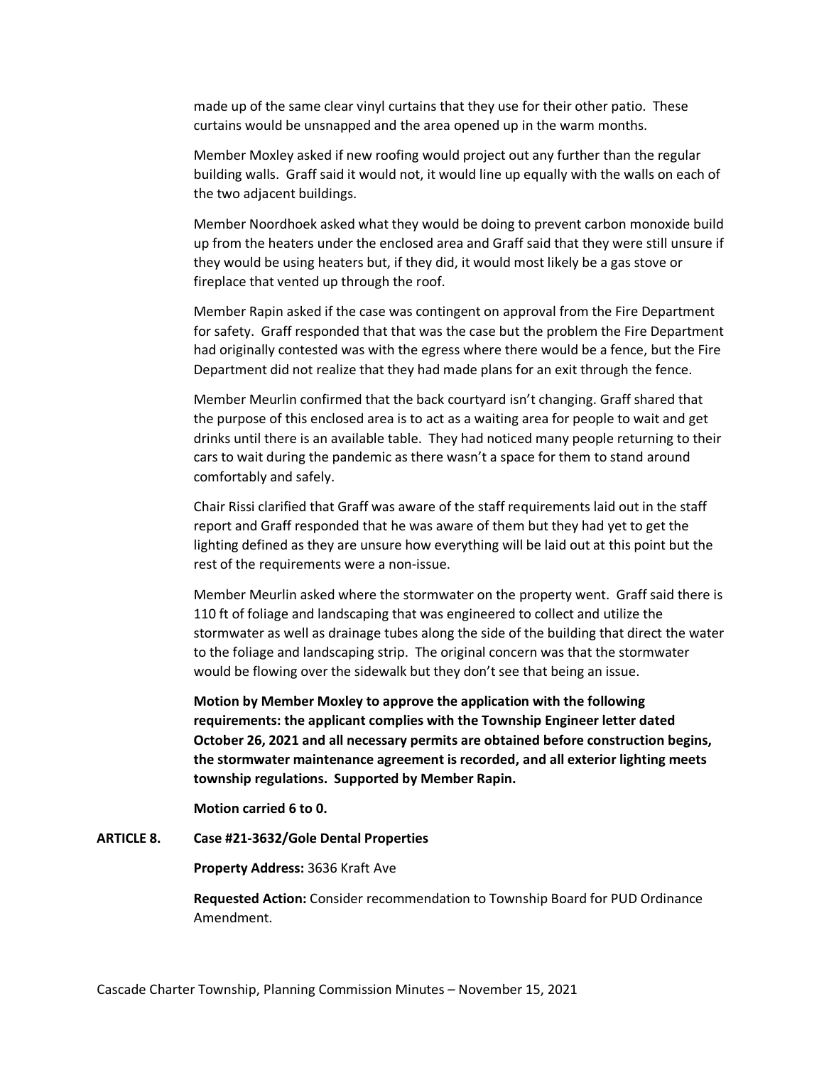made up of the same clear vinyl curtains that they use for their other patio. These curtains would be unsnapped and the area opened up in the warm months.

Member Moxley asked if new roofing would project out any further than the regular building walls. Graff said it would not, it would line up equally with the walls on each of the two adjacent buildings.

Member Noordhoek asked what they would be doing to prevent carbon monoxide build up from the heaters under the enclosed area and Graff said that they were still unsure if they would be using heaters but, if they did, it would most likely be a gas stove or fireplace that vented up through the roof.

Member Rapin asked if the case was contingent on approval from the Fire Department for safety. Graff responded that that was the case but the problem the Fire Department had originally contested was with the egress where there would be a fence, but the Fire Department did not realize that they had made plans for an exit through the fence.

Member Meurlin confirmed that the back courtyard isn't changing. Graff shared that the purpose of this enclosed area is to act as a waiting area for people to wait and get drinks until there is an available table. They had noticed many people returning to their cars to wait during the pandemic as there wasn't a space for them to stand around comfortably and safely.

Chair Rissi clarified that Graff was aware of the staff requirements laid out in the staff report and Graff responded that he was aware of them but they had yet to get the lighting defined as they are unsure how everything will be laid out at this point but the rest of the requirements were a non-issue.

Member Meurlin asked where the stormwater on the property went. Graff said there is 110 ft of foliage and landscaping that was engineered to collect and utilize the stormwater as well as drainage tubes along the side of the building that direct the water to the foliage and landscaping strip. The original concern was that the stormwater would be flowing over the sidewalk but they don't see that being an issue.

**Motion by Member Moxley to approve the application with the following requirements: the applicant complies with the Township Engineer letter dated October 26, 2021 and all necessary permits are obtained before construction begins, the stormwater maintenance agreement is recorded, and all exterior lighting meets township regulations. Supported by Member Rapin.**

**Motion carried 6 to 0.**

**ARTICLE 8. Case #21-3632/Gole Dental Properties**

**Property Address:** 3636 Kraft Ave

**Requested Action:** Consider recommendation to Township Board for PUD Ordinance Amendment.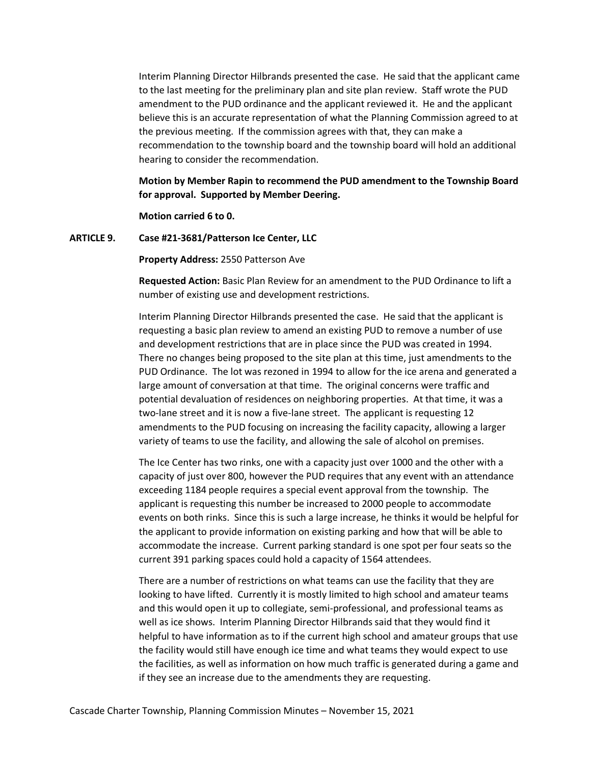Interim Planning Director Hilbrands presented the case. He said that the applicant came to the last meeting for the preliminary plan and site plan review. Staff wrote the PUD amendment to the PUD ordinance and the applicant reviewed it. He and the applicant believe this is an accurate representation of what the Planning Commission agreed to at the previous meeting. If the commission agrees with that, they can make a recommendation to the township board and the township board will hold an additional hearing to consider the recommendation.

**Motion by Member Rapin to recommend the PUD amendment to the Township Board for approval. Supported by Member Deering.**

**Motion carried 6 to 0.**

**ARTICLE 9. Case #21-3681/Patterson Ice Center, LLC**

**Property Address:** 2550 Patterson Ave

**Requested Action:** Basic Plan Review for an amendment to the PUD Ordinance to lift a number of existing use and development restrictions.

Interim Planning Director Hilbrands presented the case. He said that the applicant is requesting a basic plan review to amend an existing PUD to remove a number of use and development restrictions that are in place since the PUD was created in 1994. There no changes being proposed to the site plan at this time, just amendments to the PUD Ordinance. The lot was rezoned in 1994 to allow for the ice arena and generated a large amount of conversation at that time. The original concerns were traffic and potential devaluation of residences on neighboring properties. At that time, it was a two-lane street and it is now a five-lane street. The applicant is requesting 12 amendments to the PUD focusing on increasing the facility capacity, allowing a larger variety of teams to use the facility, and allowing the sale of alcohol on premises.

The Ice Center has two rinks, one with a capacity just over 1000 and the other with a capacity of just over 800, however the PUD requires that any event with an attendance exceeding 1184 people requires a special event approval from the township. The applicant is requesting this number be increased to 2000 people to accommodate events on both rinks. Since this is such a large increase, he thinks it would be helpful for the applicant to provide information on existing parking and how that will be able to accommodate the increase. Current parking standard is one spot per four seats so the current 391 parking spaces could hold a capacity of 1564 attendees.

There are a number of restrictions on what teams can use the facility that they are looking to have lifted. Currently it is mostly limited to high school and amateur teams and this would open it up to collegiate, semi-professional, and professional teams as well as ice shows. Interim Planning Director Hilbrands said that they would find it helpful to have information as to if the current high school and amateur groups that use the facility would still have enough ice time and what teams they would expect to use the facilities, as well as information on how much traffic is generated during a game and if they see an increase due to the amendments they are requesting.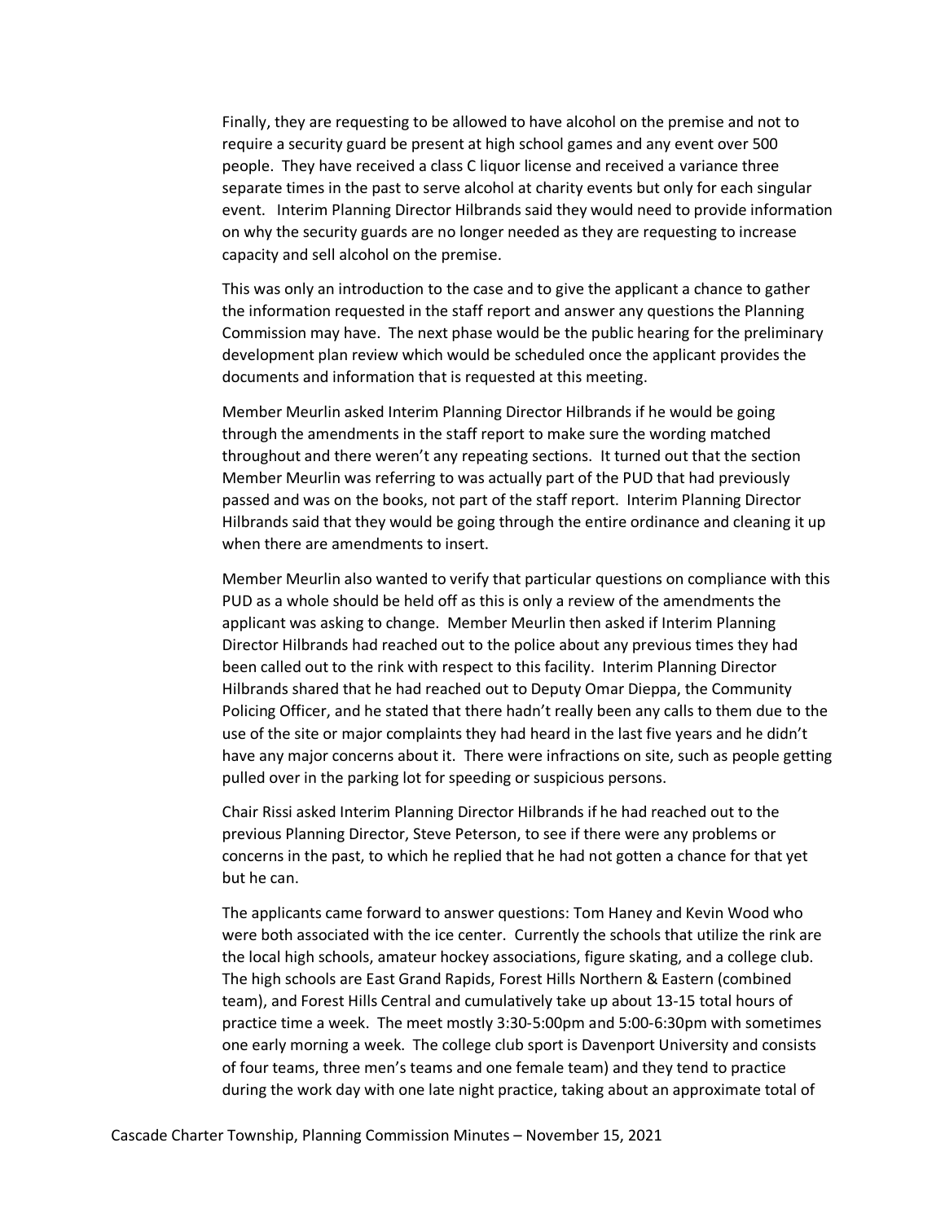Finally, they are requesting to be allowed to have alcohol on the premise and not to require a security guard be present at high school games and any event over 500 people. They have received a class C liquor license and received a variance three separate times in the past to serve alcohol at charity events but only for each singular event. Interim Planning Director Hilbrands said they would need to provide information on why the security guards are no longer needed as they are requesting to increase capacity and sell alcohol on the premise.

This was only an introduction to the case and to give the applicant a chance to gather the information requested in the staff report and answer any questions the Planning Commission may have. The next phase would be the public hearing for the preliminary development plan review which would be scheduled once the applicant provides the documents and information that is requested at this meeting.

Member Meurlin asked Interim Planning Director Hilbrands if he would be going through the amendments in the staff report to make sure the wording matched throughout and there weren't any repeating sections. It turned out that the section Member Meurlin was referring to was actually part of the PUD that had previously passed and was on the books, not part of the staff report. Interim Planning Director Hilbrands said that they would be going through the entire ordinance and cleaning it up when there are amendments to insert.

Member Meurlin also wanted to verify that particular questions on compliance with this PUD as a whole should be held off as this is only a review of the amendments the applicant was asking to change. Member Meurlin then asked if Interim Planning Director Hilbrands had reached out to the police about any previous times they had been called out to the rink with respect to this facility. Interim Planning Director Hilbrands shared that he had reached out to Deputy Omar Dieppa, the Community Policing Officer, and he stated that there hadn't really been any calls to them due to the use of the site or major complaints they had heard in the last five years and he didn't have any major concerns about it. There were infractions on site, such as people getting pulled over in the parking lot for speeding or suspicious persons.

Chair Rissi asked Interim Planning Director Hilbrands if he had reached out to the previous Planning Director, Steve Peterson, to see if there were any problems or concerns in the past, to which he replied that he had not gotten a chance for that yet but he can.

The applicants came forward to answer questions: Tom Haney and Kevin Wood who were both associated with the ice center. Currently the schools that utilize the rink are the local high schools, amateur hockey associations, figure skating, and a college club. The high schools are East Grand Rapids, Forest Hills Northern & Eastern (combined team), and Forest Hills Central and cumulatively take up about 13-15 total hours of practice time a week. The meet mostly 3:30-5:00pm and 5:00-6:30pm with sometimes one early morning a week. The college club sport is Davenport University and consists of four teams, three men's teams and one female team) and they tend to practice during the work day with one late night practice, taking about an approximate total of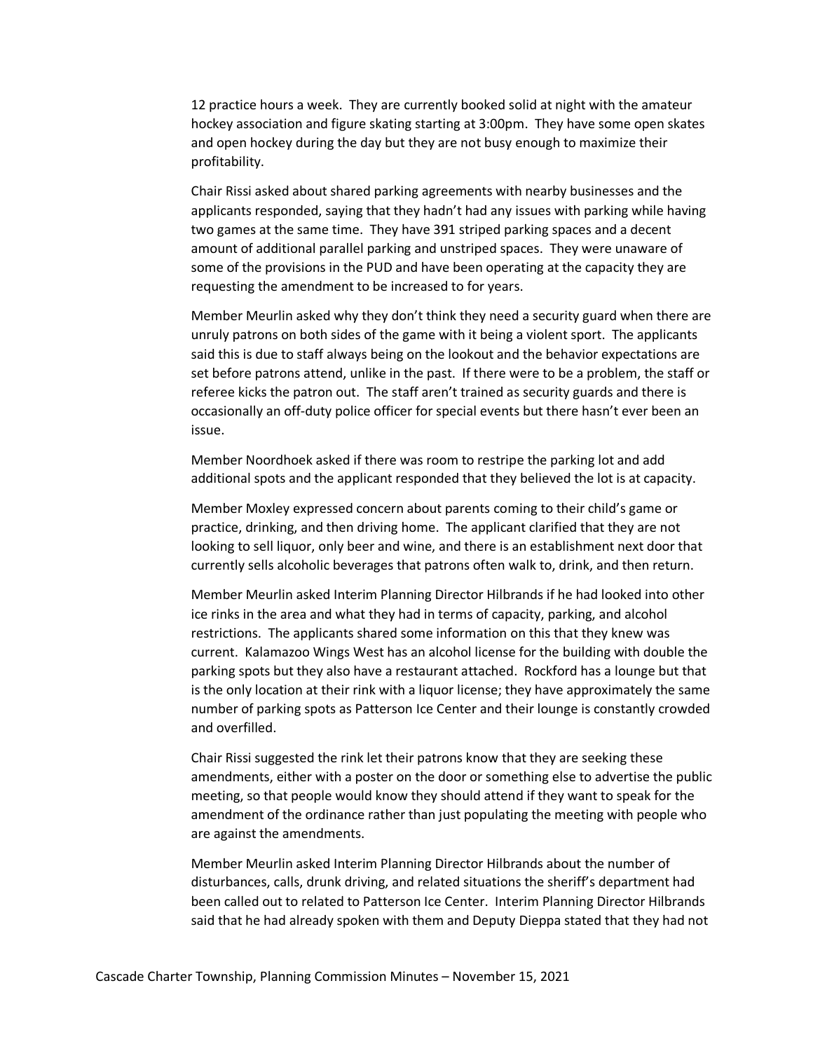12 practice hours a week. They are currently booked solid at night with the amateur hockey association and figure skating starting at 3:00pm. They have some open skates and open hockey during the day but they are not busy enough to maximize their profitability.

Chair Rissi asked about shared parking agreements with nearby businesses and the applicants responded, saying that they hadn't had any issues with parking while having two games at the same time. They have 391 striped parking spaces and a decent amount of additional parallel parking and unstriped spaces. They were unaware of some of the provisions in the PUD and have been operating at the capacity they are requesting the amendment to be increased to for years.

Member Meurlin asked why they don't think they need a security guard when there are unruly patrons on both sides of the game with it being a violent sport. The applicants said this is due to staff always being on the lookout and the behavior expectations are set before patrons attend, unlike in the past. If there were to be a problem, the staff or referee kicks the patron out. The staff aren't trained as security guards and there is occasionally an off-duty police officer for special events but there hasn't ever been an issue.

Member Noordhoek asked if there was room to restripe the parking lot and add additional spots and the applicant responded that they believed the lot is at capacity.

Member Moxley expressed concern about parents coming to their child's game or practice, drinking, and then driving home. The applicant clarified that they are not looking to sell liquor, only beer and wine, and there is an establishment next door that currently sells alcoholic beverages that patrons often walk to, drink, and then return.

Member Meurlin asked Interim Planning Director Hilbrands if he had looked into other ice rinks in the area and what they had in terms of capacity, parking, and alcohol restrictions. The applicants shared some information on this that they knew was current. Kalamazoo Wings West has an alcohol license for the building with double the parking spots but they also have a restaurant attached. Rockford has a lounge but that is the only location at their rink with a liquor license; they have approximately the same number of parking spots as Patterson Ice Center and their lounge is constantly crowded and overfilled.

Chair Rissi suggested the rink let their patrons know that they are seeking these amendments, either with a poster on the door or something else to advertise the public meeting, so that people would know they should attend if they want to speak for the amendment of the ordinance rather than just populating the meeting with people who are against the amendments.

Member Meurlin asked Interim Planning Director Hilbrands about the number of disturbances, calls, drunk driving, and related situations the sheriff's department had been called out to related to Patterson Ice Center. Interim Planning Director Hilbrands said that he had already spoken with them and Deputy Dieppa stated that they had not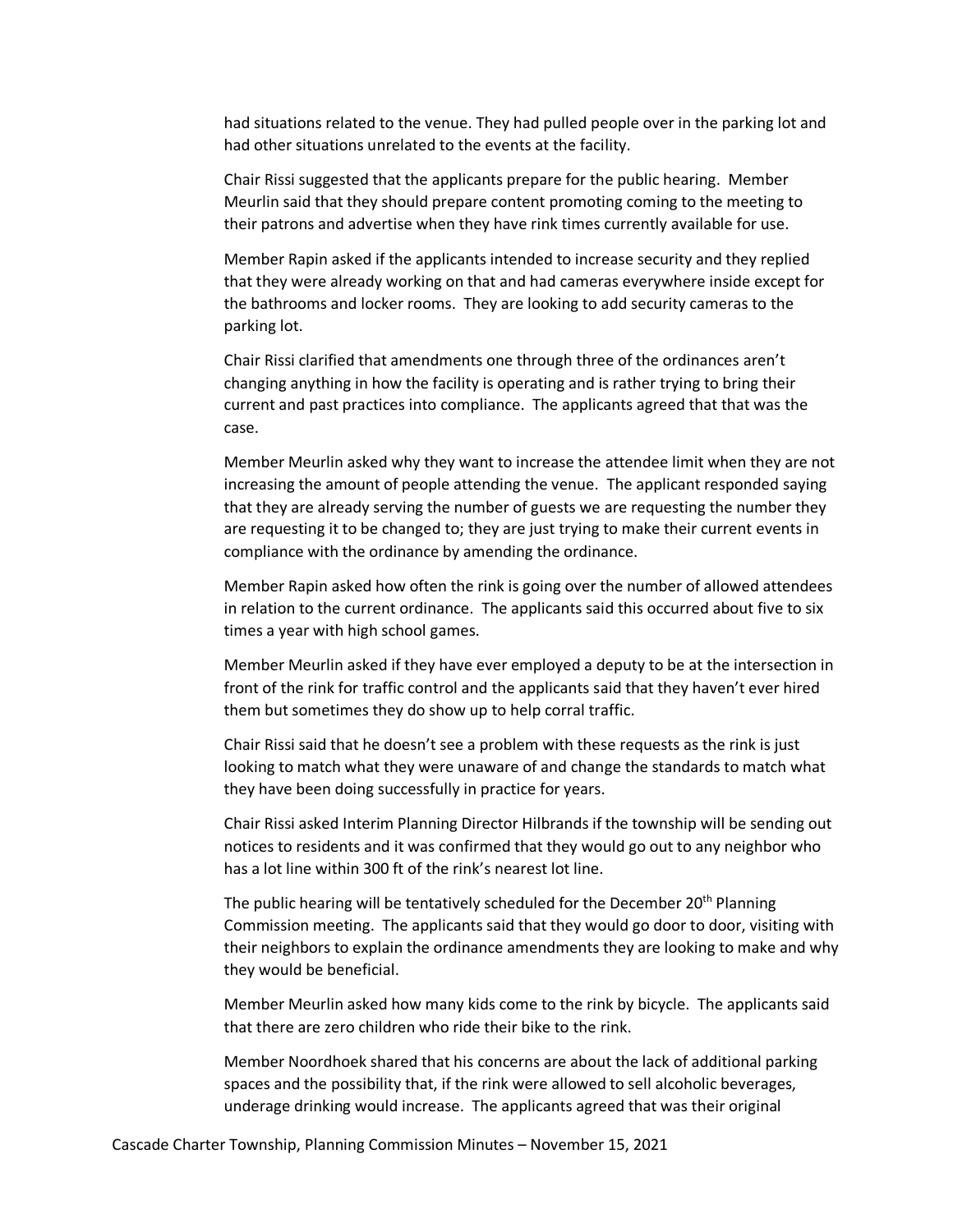had situations related to the venue. They had pulled people over in the parking lot and had other situations unrelated to the events at the facility.

Chair Rissi suggested that the applicants prepare for the public hearing. Member Meurlin said that they should prepare content promoting coming to the meeting to their patrons and advertise when they have rink times currently available for use.

Member Rapin asked if the applicants intended to increase security and they replied that they were already working on that and had cameras everywhere inside except for the bathrooms and locker rooms. They are looking to add security cameras to the parking lot.

Chair Rissi clarified that amendments one through three of the ordinances aren't changing anything in how the facility is operating and is rather trying to bring their current and past practices into compliance. The applicants agreed that that was the case.

Member Meurlin asked why they want to increase the attendee limit when they are not increasing the amount of people attending the venue. The applicant responded saying that they are already serving the number of guests we are requesting the number they are requesting it to be changed to; they are just trying to make their current events in compliance with the ordinance by amending the ordinance.

Member Rapin asked how often the rink is going over the number of allowed attendees in relation to the current ordinance. The applicants said this occurred about five to six times a year with high school games.

Member Meurlin asked if they have ever employed a deputy to be at the intersection in front of the rink for traffic control and the applicants said that they haven't ever hired them but sometimes they do show up to help corral traffic.

Chair Rissi said that he doesn't see a problem with these requests as the rink is just looking to match what they were unaware of and change the standards to match what they have been doing successfully in practice for years.

Chair Rissi asked Interim Planning Director Hilbrands if the township will be sending out notices to residents and it was confirmed that they would go out to any neighbor who has a lot line within 300 ft of the rink's nearest lot line.

The public hearing will be tentatively scheduled for the December 20th Planning Commission meeting. The applicants said that they would go door to door, visiting with their neighbors to explain the ordinance amendments they are looking to make and why they would be beneficial.

Member Meurlin asked how many kids come to the rink by bicycle. The applicants said that there are zero children who ride their bike to the rink.

Member Noordhoek shared that his concerns are about the lack of additional parking spaces and the possibility that, if the rink were allowed to sell alcoholic beverages, underage drinking would increase. The applicants agreed that was their original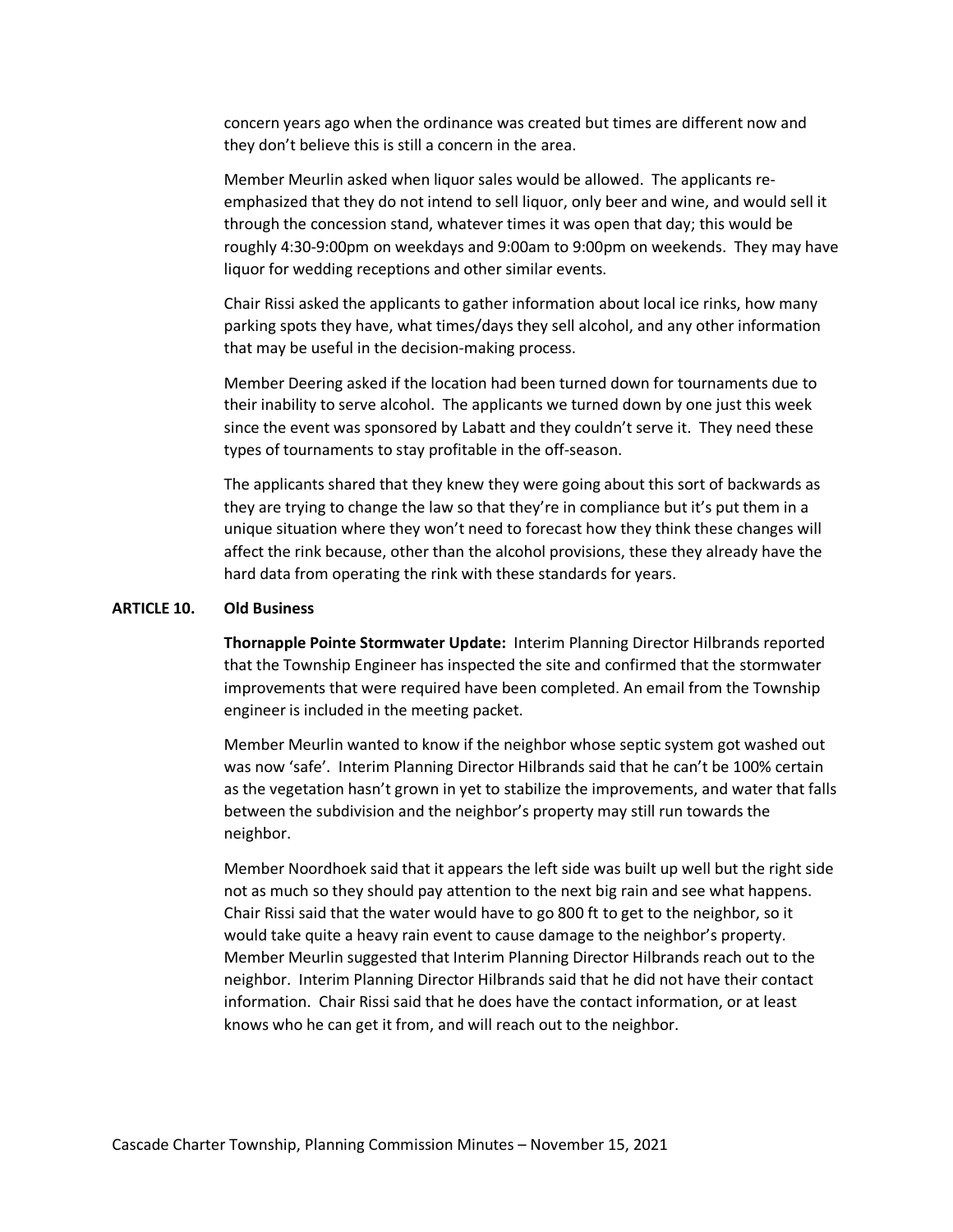concern years ago when the ordinance was created but times are different now and they don't believe this is still a concern in the area.

Member Meurlin asked when liquor sales would be allowed. The applicants re-emphasized that they do not intend to sell liquor, only beer and wine, and would sell it through the concession stand, whatever times it was open that day; this would be roughly 4:30-9:00pm on weekdays and 9:00am to 9:00pm on weekends. They may have liquor for wedding receptions and other similar events.

Chair Rissi asked the applicants to gather information about local ice rinks, how many parking spots they have, what times/days they sell alcohol, and any other information that may be useful in the decision-making process.

Member Deering asked if the location had been turned down for tournaments due to their inability to serve alcohol. The applicants we turned down by one just this week since the event was sponsored by Labatt and they couldn't serve it. They need these types of tournaments to stay profitable in the off-season.

The applicants shared that they knew they were going about this sort of backwards as they are trying to change the law so that they're in compliance but it's put them in a unique situation where they won't need to forecast how they think these changes will affect the rink because, other than the alcohol provisions, these they already have the hard data from operating the rink with these standards for years.

**ARTICLE 10. Old Business**

**Thornapple Pointe Stormwater Update:** Interim Planning Director Hilbrands reported that the Township Engineer has inspected the site and confirmed that the stormwater improvements that were required have been completed. An email from the Township engineer is included in the meeting packet.

Member Meurlin wanted to know if the neighbor whose septic system got washed out was now 'safe'. Interim Planning Director Hilbrands said that he can't be 100% certain as the vegetation hasn't grown in yet to stabilize the improvements, and water that falls between the subdivision and the neighbor's property may still run towards the neighbor.

Member Noordhoek said that it appears the left side was built up well but the right side not as much so they should pay attention to the next big rain and see what happens. Chair Rissi said that the water would have to go 800 ft to get to the neighbor, so it would take quite a heavy rain event to cause damage to the neighbor's property. Member Meurlin suggested that Interim Planning Director Hilbrands reach out to the neighbor. Interim Planning Director Hilbrands said that he did not have their contact information. Chair Rissi said that he does have the contact information, or at least knows who he can get it from, and will reach out to the neighbor.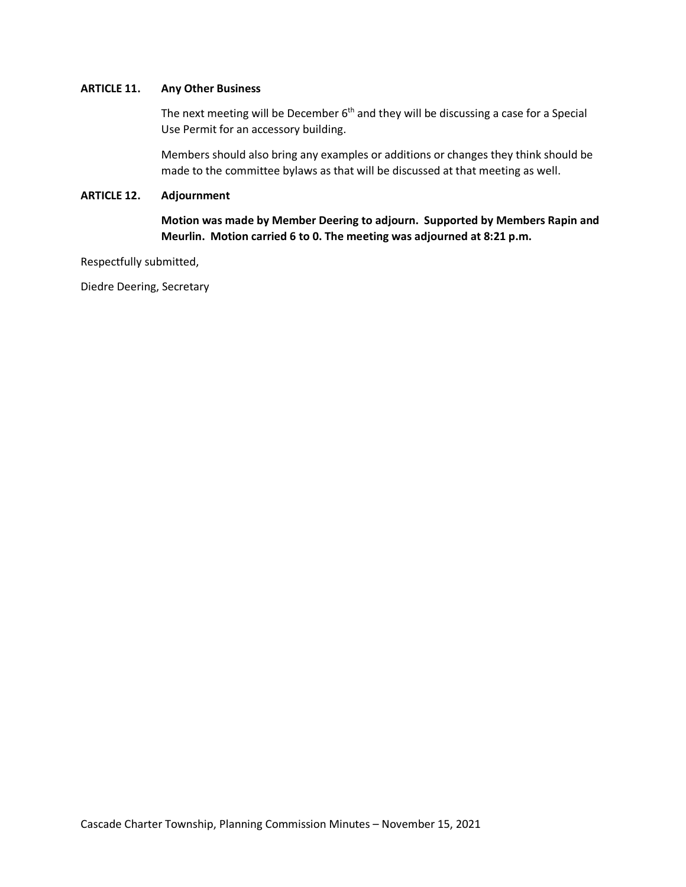### ARTICLE 11. Any Other Business

The next meeting will be December 6th and they will be discussing a case for a Special Use Permit for an accessory building.

Members should also bring any examples or additions or changes they think should be made to the committee bylaws as that will be discussed at that meeting as well.

### ARTICLE 12. Adjournment

**Motion was made by Member Deering to adjourn. Supported by Members Rapin and Meurlin. Motion carried 6 to 0. The meeting was adjourned at 8:21 p.m.**

Respectfully submitted,

Diedre Deering, Secretary